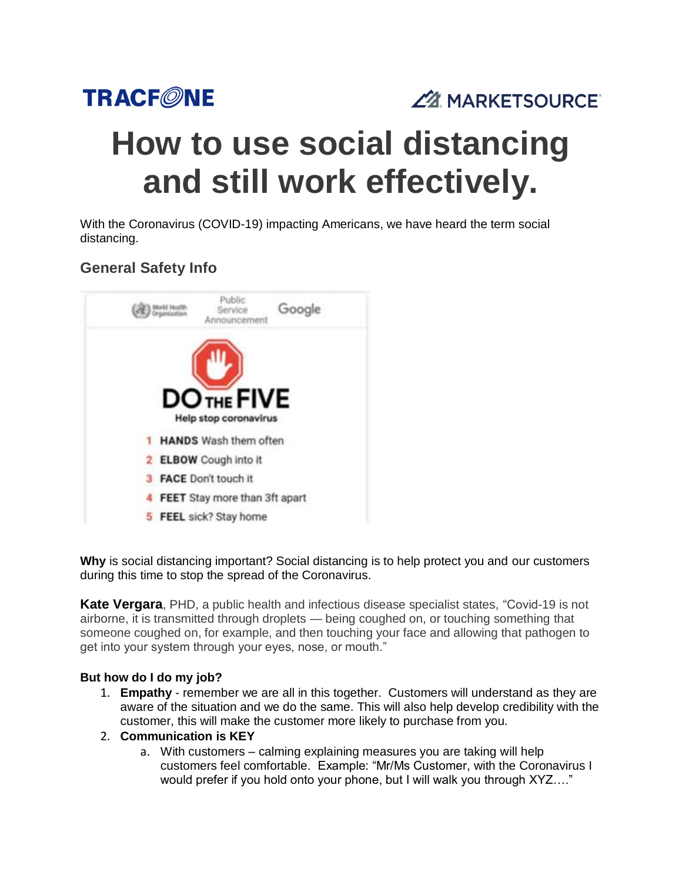TRACFONE

MARKETSOURCE

# How to use social distancing and still work effectively.

With the Coronavirus (COVID-19) impacting Americans, we have heard the term social distancing.

## General Safety Info

World Health Organization | Public Service Announcement | Google

**DO THE FIVE**

Help stop coronavirus

1. **HANDS** Wash them often
2. **ELBOW** Cough into it
3. **FACE** Don't touch it
4. **FEET** Stay more than 3ft apart
5. **FEEL** sick? Stay home

**Why** is social distancing important? Social distancing is to help protect you and our customers during this time to stop the spread of the Coronavirus.

**Kate Vergara**, PHD, a public health and infectious disease specialist states, "Covid-19 is not airborne, it is transmitted through droplets — being coughed on, or touching something that someone coughed on, for example, and then touching your face and allowing that pathogen to get into your system through your eyes, nose, or mouth."

**But how do I do my job?**

1. **Empathy** - remember we are all in this together. Customers will understand as they are aware of the situation and we do the same. This will also help develop credibility with the customer, this will make the customer more likely to purchase from you.
2. **Communication is KEY**
   a. With customers – calming explaining measures you are taking will help customers feel comfortable. Example: "Mr/Ms Customer, with the Coronavirus I would prefer if you hold onto your phone, but I will walk you through XYZ…."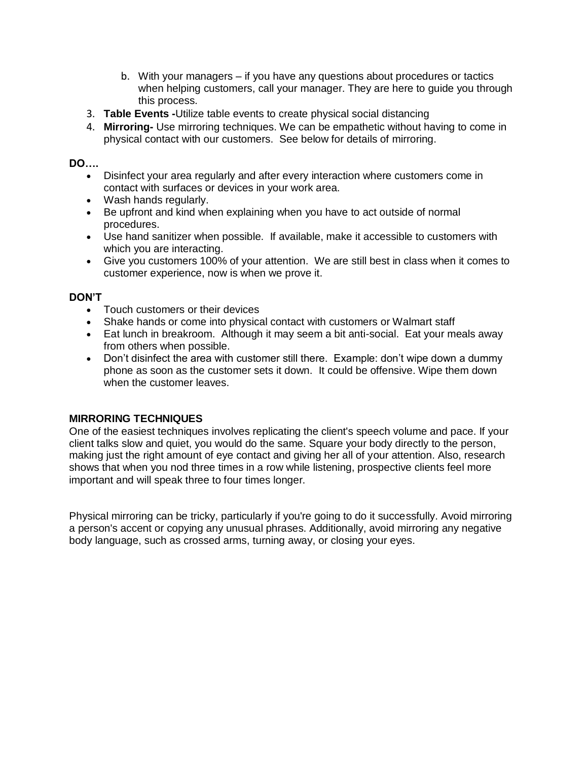b. With your managers – if you have any questions about procedures or tactics when helping customers, call your manager. They are here to guide you through this process.

3. **Table Events -**Utilize table events to create physical social distancing
4. **Mirroring-** Use mirroring techniques. We can be empathetic without having to come in physical contact with our customers. See below for details of mirroring.

**DO….**

- Disinfect your area regularly and after every interaction where customers come in contact with surfaces or devices in your work area.
- Wash hands regularly.
- Be upfront and kind when explaining when you have to act outside of normal procedures.
- Use hand sanitizer when possible. If available, make it accessible to customers with which you are interacting.
- Give you customers 100% of your attention. We are still best in class when it comes to customer experience, now is when we prove it.

**DON'T**

- Touch customers or their devices
- Shake hands or come into physical contact with customers or Walmart staff
- Eat lunch in breakroom. Although it may seem a bit anti-social. Eat your meals away from others when possible.
- Don't disinfect the area with customer still there. Example: don't wipe down a dummy phone as soon as the customer sets it down. It could be offensive. Wipe them down when the customer leaves.

**MIRRORING TECHNIQUES**

One of the easiest techniques involves replicating the client's speech volume and pace. If your client talks slow and quiet, you would do the same. Square your body directly to the person, making just the right amount of eye contact and giving her all of your attention. Also, research shows that when you nod three times in a row while listening, prospective clients feel more important and will speak three to four times longer.

Physical mirroring can be tricky, particularly if you're going to do it successfully. Avoid mirroring a person's accent or copying any unusual phrases. Additionally, avoid mirroring any negative body language, such as crossed arms, turning away, or closing your eyes.